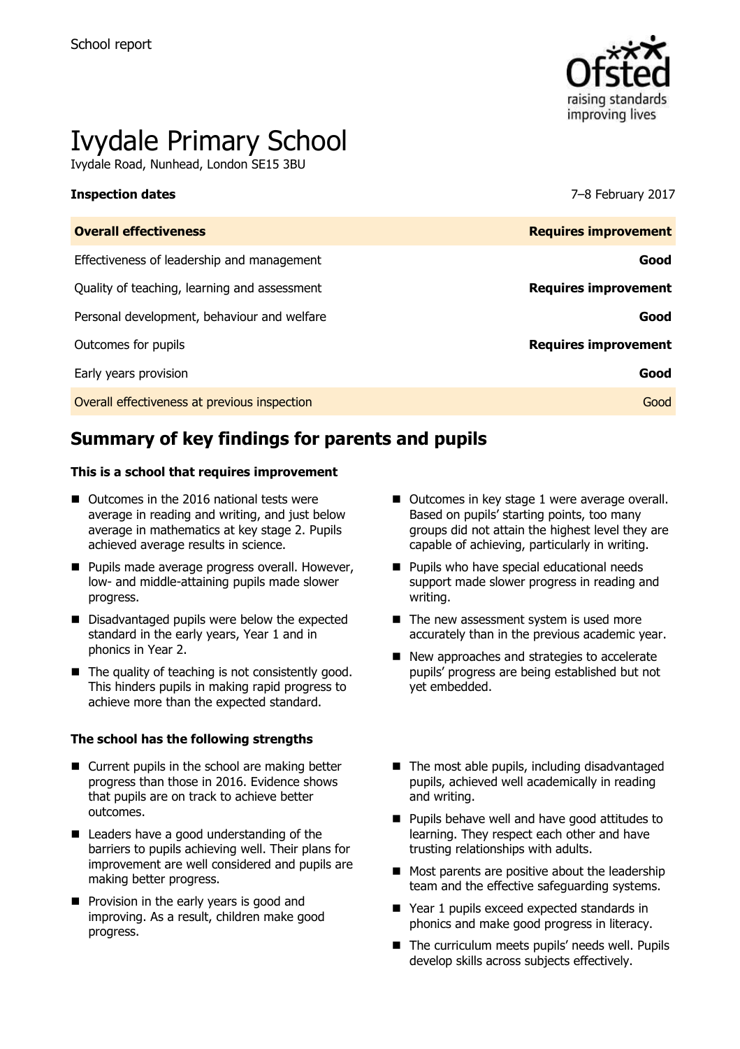School report

# Ivydale Primary School

Ivydale Road, Nunhead, London SE15 3BU

**Inspection dates** 7–8 February 2017

| **Overall effectiveness** | **Requires improvement** |
|---|---|
| Effectiveness of leadership and management | **Good** |
| Quality of teaching, learning and assessment | **Requires improvement** |
| Personal development, behaviour and welfare | **Good** |
| Outcomes for pupils | **Requires improvement** |
| Early years provision | **Good** |
| Overall effectiveness at previous inspection | Good |

## Summary of key findings for parents and pupils

### This is a school that requires improvement

- Outcomes in the 2016 national tests were average in reading and writing, and just below average in mathematics at key stage 2. Pupils achieved average results in science.
- Pupils made average progress overall. However, low- and middle-attaining pupils made slower progress.
- Disadvantaged pupils were below the expected standard in the early years, Year 1 and in phonics in Year 2.
- The quality of teaching is not consistently good. This hinders pupils in making rapid progress to achieve more than the expected standard.
- Outcomes in key stage 1 were average overall. Based on pupils' starting points, too many groups did not attain the highest level they are capable of achieving, particularly in writing.
- Pupils who have special educational needs support made slower progress in reading and writing.
- The new assessment system is used more accurately than in the previous academic year.
- New approaches and strategies to accelerate pupils' progress are being established but not yet embedded.

### The school has the following strengths

- Current pupils in the school are making better progress than those in 2016. Evidence shows that pupils are on track to achieve better outcomes.
- Leaders have a good understanding of the barriers to pupils achieving well. Their plans for improvement are well considered and pupils are making better progress.
- Provision in the early years is good and improving. As a result, children make good progress.
- The most able pupils, including disadvantaged pupils, achieved well academically in reading and writing.
- Pupils behave well and have good attitudes to learning. They respect each other and have trusting relationships with adults.
- Most parents are positive about the leadership team and the effective safeguarding systems.
- Year 1 pupils exceed expected standards in phonics and make good progress in literacy.
- The curriculum meets pupils' needs well. Pupils develop skills across subjects effectively.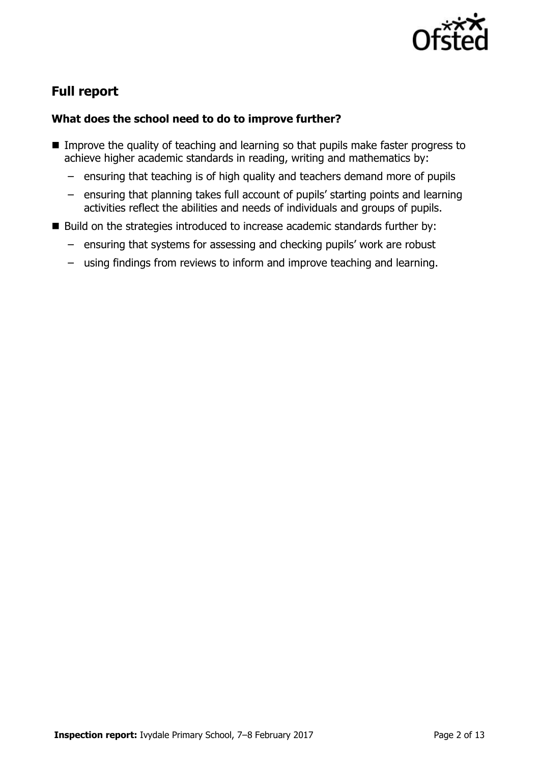## Full report

### What does the school need to do to improve further?

- Improve the quality of teaching and learning so that pupils make faster progress to achieve higher academic standards in reading, writing and mathematics by:
  - ensuring that teaching is of high quality and teachers demand more of pupils
  - ensuring that planning takes full account of pupils' starting points and learning activities reflect the abilities and needs of individuals and groups of pupils.
- Build on the strategies introduced to increase academic standards further by:
  - ensuring that systems for assessing and checking pupils' work are robust
  - using findings from reviews to inform and improve teaching and learning.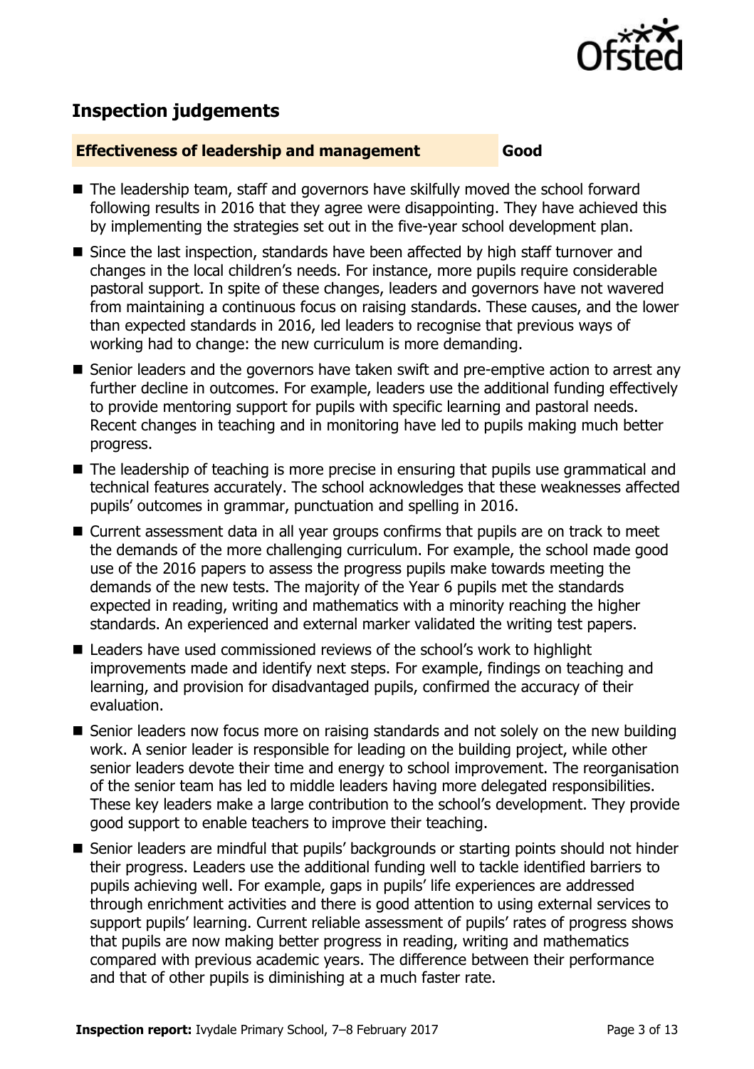## Inspection judgements

| **Effectiveness of leadership and management** | **Good** |
| --- | --- |

- The leadership team, staff and governors have skilfully moved the school forward following results in 2016 that they agree were disappointing. They have achieved this by implementing the strategies set out in the five-year school development plan.
- Since the last inspection, standards have been affected by high staff turnover and changes in the local children's needs. For instance, more pupils require considerable pastoral support. In spite of these changes, leaders and governors have not wavered from maintaining a continuous focus on raising standards. These causes, and the lower than expected standards in 2016, led leaders to recognise that previous ways of working had to change: the new curriculum is more demanding.
- Senior leaders and the governors have taken swift and pre-emptive action to arrest any further decline in outcomes. For example, leaders use the additional funding effectively to provide mentoring support for pupils with specific learning and pastoral needs. Recent changes in teaching and in monitoring have led to pupils making much better progress.
- The leadership of teaching is more precise in ensuring that pupils use grammatical and technical features accurately. The school acknowledges that these weaknesses affected pupils' outcomes in grammar, punctuation and spelling in 2016.
- Current assessment data in all year groups confirms that pupils are on track to meet the demands of the more challenging curriculum. For example, the school made good use of the 2016 papers to assess the progress pupils make towards meeting the demands of the new tests. The majority of the Year 6 pupils met the standards expected in reading, writing and mathematics with a minority reaching the higher standards. An experienced and external marker validated the writing test papers.
- Leaders have used commissioned reviews of the school's work to highlight improvements made and identify next steps. For example, findings on teaching and learning, and provision for disadvantaged pupils, confirmed the accuracy of their evaluation.
- Senior leaders now focus more on raising standards and not solely on the new building work. A senior leader is responsible for leading on the building project, while other senior leaders devote their time and energy to school improvement. The reorganisation of the senior team has led to middle leaders having more delegated responsibilities. These key leaders make a large contribution to the school's development. They provide good support to enable teachers to improve their teaching.
- Senior leaders are mindful that pupils' backgrounds or starting points should not hinder their progress. Leaders use the additional funding well to tackle identified barriers to pupils achieving well. For example, gaps in pupils' life experiences are addressed through enrichment activities and there is good attention to using external services to support pupils' learning. Current reliable assessment of pupils' rates of progress shows that pupils are now making better progress in reading, writing and mathematics compared with previous academic years. The difference between their performance and that of other pupils is diminishing at a much faster rate.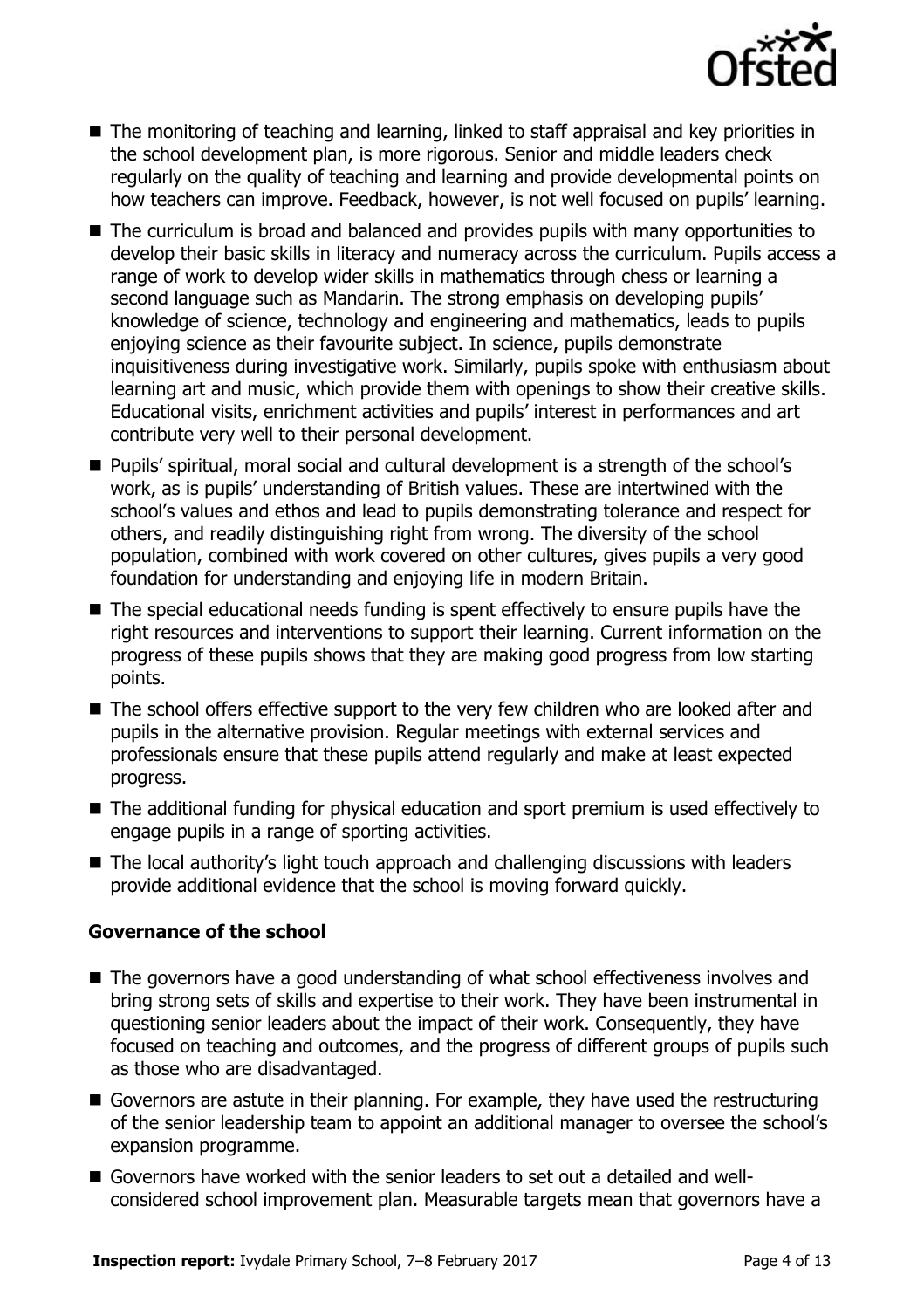- The monitoring of teaching and learning, linked to staff appraisal and key priorities in the school development plan, is more rigorous. Senior and middle leaders check regularly on the quality of teaching and learning and provide developmental points on how teachers can improve. Feedback, however, is not well focused on pupils' learning.
- The curriculum is broad and balanced and provides pupils with many opportunities to develop their basic skills in literacy and numeracy across the curriculum. Pupils access a range of work to develop wider skills in mathematics through chess or learning a second language such as Mandarin. The strong emphasis on developing pupils' knowledge of science, technology and engineering and mathematics, leads to pupils enjoying science as their favourite subject. In science, pupils demonstrate inquisitiveness during investigative work. Similarly, pupils spoke with enthusiasm about learning art and music, which provide them with openings to show their creative skills. Educational visits, enrichment activities and pupils' interest in performances and art contribute very well to their personal development.
- Pupils' spiritual, moral social and cultural development is a strength of the school's work, as is pupils' understanding of British values. These are intertwined with the school's values and ethos and lead to pupils demonstrating tolerance and respect for others, and readily distinguishing right from wrong. The diversity of the school population, combined with work covered on other cultures, gives pupils a very good foundation for understanding and enjoying life in modern Britain.
- The special educational needs funding is spent effectively to ensure pupils have the right resources and interventions to support their learning. Current information on the progress of these pupils shows that they are making good progress from low starting points.
- The school offers effective support to the very few children who are looked after and pupils in the alternative provision. Regular meetings with external services and professionals ensure that these pupils attend regularly and make at least expected progress.
- The additional funding for physical education and sport premium is used effectively to engage pupils in a range of sporting activities.
- The local authority's light touch approach and challenging discussions with leaders provide additional evidence that the school is moving forward quickly.

### Governance of the school

- The governors have a good understanding of what school effectiveness involves and bring strong sets of skills and expertise to their work. They have been instrumental in questioning senior leaders about the impact of their work. Consequently, they have focused on teaching and outcomes, and the progress of different groups of pupils such as those who are disadvantaged.
- Governors are astute in their planning. For example, they have used the restructuring of the senior leadership team to appoint an additional manager to oversee the school's expansion programme.
- Governors have worked with the senior leaders to set out a detailed and well-considered school improvement plan. Measurable targets mean that governors have a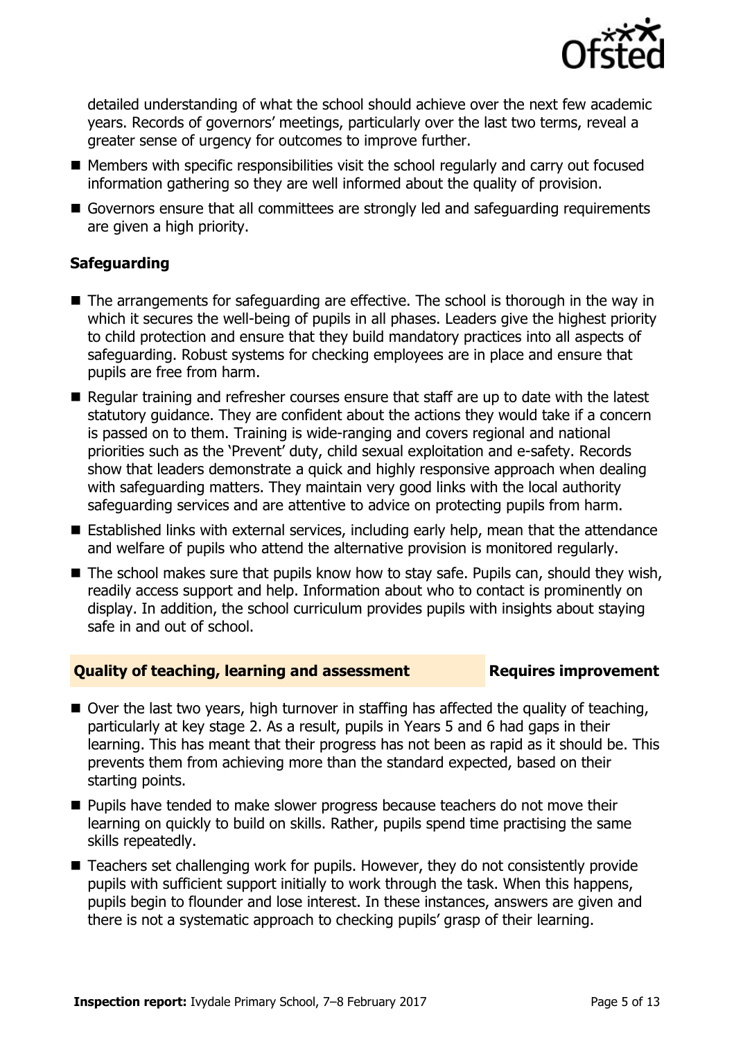detailed understanding of what the school should achieve over the next few academic years. Records of governors' meetings, particularly over the last two terms, reveal a greater sense of urgency for outcomes to improve further.

- Members with specific responsibilities visit the school regularly and carry out focused information gathering so they are well informed about the quality of provision.
- Governors ensure that all committees are strongly led and safeguarding requirements are given a high priority.

### Safeguarding

- The arrangements for safeguarding are effective. The school is thorough in the way in which it secures the well-being of pupils in all phases. Leaders give the highest priority to child protection and ensure that they build mandatory practices into all aspects of safeguarding. Robust systems for checking employees are in place and ensure that pupils are free from harm.
- Regular training and refresher courses ensure that staff are up to date with the latest statutory guidance. They are confident about the actions they would take if a concern is passed on to them. Training is wide-ranging and covers regional and national priorities such as the 'Prevent' duty, child sexual exploitation and e-safety. Records show that leaders demonstrate a quick and highly responsive approach when dealing with safeguarding matters. They maintain very good links with the local authority safeguarding services and are attentive to advice on protecting pupils from harm.
- Established links with external services, including early help, mean that the attendance and welfare of pupils who attend the alternative provision is monitored regularly.
- The school makes sure that pupils know how to stay safe. Pupils can, should they wish, readily access support and help. Information about who to contact is prominently on display. In addition, the school curriculum provides pupils with insights about staying safe in and out of school.

## Quality of teaching, learning and assessment — Requires improvement

- Over the last two years, high turnover in staffing has affected the quality of teaching, particularly at key stage 2. As a result, pupils in Years 5 and 6 had gaps in their learning. This has meant that their progress has not been as rapid as it should be. This prevents them from achieving more than the standard expected, based on their starting points.
- Pupils have tended to make slower progress because teachers do not move their learning on quickly to build on skills. Rather, pupils spend time practising the same skills repeatedly.
- Teachers set challenging work for pupils. However, they do not consistently provide pupils with sufficient support initially to work through the task. When this happens, pupils begin to flounder and lose interest. In these instances, answers are given and there is not a systematic approach to checking pupils' grasp of their learning.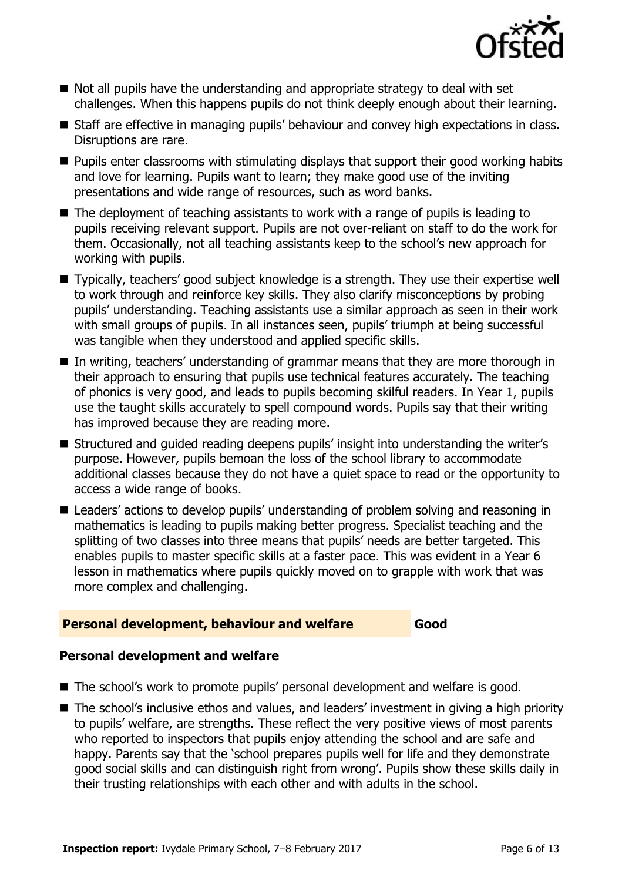- Not all pupils have the understanding and appropriate strategy to deal with set challenges. When this happens pupils do not think deeply enough about their learning.
- Staff are effective in managing pupils' behaviour and convey high expectations in class. Disruptions are rare.
- Pupils enter classrooms with stimulating displays that support their good working habits and love for learning. Pupils want to learn; they make good use of the inviting presentations and wide range of resources, such as word banks.
- The deployment of teaching assistants to work with a range of pupils is leading to pupils receiving relevant support. Pupils are not over-reliant on staff to do the work for them. Occasionally, not all teaching assistants keep to the school's new approach for working with pupils.
- Typically, teachers' good subject knowledge is a strength. They use their expertise well to work through and reinforce key skills. They also clarify misconceptions by probing pupils' understanding. Teaching assistants use a similar approach as seen in their work with small groups of pupils. In all instances seen, pupils' triumph at being successful was tangible when they understood and applied specific skills.
- In writing, teachers' understanding of grammar means that they are more thorough in their approach to ensuring that pupils use technical features accurately. The teaching of phonics is very good, and leads to pupils becoming skilful readers. In Year 1, pupils use the taught skills accurately to spell compound words. Pupils say that their writing has improved because they are reading more.
- Structured and guided reading deepens pupils' insight into understanding the writer's purpose. However, pupils bemoan the loss of the school library to accommodate additional classes because they do not have a quiet space to read or the opportunity to access a wide range of books.
- Leaders' actions to develop pupils' understanding of problem solving and reasoning in mathematics is leading to pupils making better progress. Specialist teaching and the splitting of two classes into three means that pupils' needs are better targeted. This enables pupils to master specific skills at a faster pace. This was evident in a Year 6 lesson in mathematics where pupils quickly moved on to grapple with work that was more complex and challenging.

## Personal development, behaviour and welfare — Good

### Personal development and welfare

- The school's work to promote pupils' personal development and welfare is good.
- The school's inclusive ethos and values, and leaders' investment in giving a high priority to pupils' welfare, are strengths. These reflect the very positive views of most parents who reported to inspectors that pupils enjoy attending the school and are safe and happy. Parents say that the 'school prepares pupils well for life and they demonstrate good social skills and can distinguish right from wrong'. Pupils show these skills daily in their trusting relationships with each other and with adults in the school.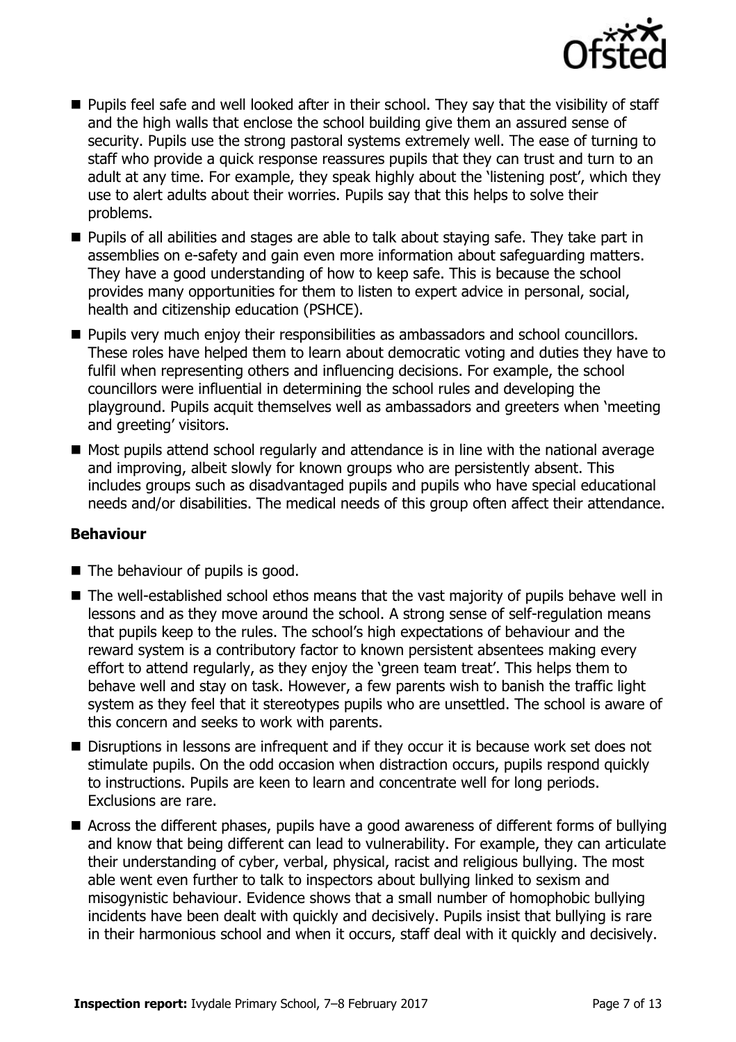- Pupils feel safe and well looked after in their school. They say that the visibility of staff and the high walls that enclose the school building give them an assured sense of security. Pupils use the strong pastoral systems extremely well. The ease of turning to staff who provide a quick response reassures pupils that they can trust and turn to an adult at any time. For example, they speak highly about the 'listening post', which they use to alert adults about their worries. Pupils say that this helps to solve their problems.
- Pupils of all abilities and stages are able to talk about staying safe. They take part in assemblies on e-safety and gain even more information about safeguarding matters. They have a good understanding of how to keep safe. This is because the school provides many opportunities for them to listen to expert advice in personal, social, health and citizenship education (PSHCE).
- Pupils very much enjoy their responsibilities as ambassadors and school councillors. These roles have helped them to learn about democratic voting and duties they have to fulfil when representing others and influencing decisions. For example, the school councillors were influential in determining the school rules and developing the playground. Pupils acquit themselves well as ambassadors and greeters when 'meeting and greeting' visitors.
- Most pupils attend school regularly and attendance is in line with the national average and improving, albeit slowly for known groups who are persistently absent. This includes groups such as disadvantaged pupils and pupils who have special educational needs and/or disabilities. The medical needs of this group often affect their attendance.

### Behaviour

- The behaviour of pupils is good.
- The well-established school ethos means that the vast majority of pupils behave well in lessons and as they move around the school. A strong sense of self-regulation means that pupils keep to the rules. The school's high expectations of behaviour and the reward system is a contributory factor to known persistent absentees making every effort to attend regularly, as they enjoy the 'green team treat'. This helps them to behave well and stay on task. However, a few parents wish to banish the traffic light system as they feel that it stereotypes pupils who are unsettled. The school is aware of this concern and seeks to work with parents.
- Disruptions in lessons are infrequent and if they occur it is because work set does not stimulate pupils. On the odd occasion when distraction occurs, pupils respond quickly to instructions. Pupils are keen to learn and concentrate well for long periods. Exclusions are rare.
- Across the different phases, pupils have a good awareness of different forms of bullying and know that being different can lead to vulnerability. For example, they can articulate their understanding of cyber, verbal, physical, racist and religious bullying. The most able went even further to talk to inspectors about bullying linked to sexism and misogynistic behaviour. Evidence shows that a small number of homophobic bullying incidents have been dealt with quickly and decisively. Pupils insist that bullying is rare in their harmonious school and when it occurs, staff deal with it quickly and decisively.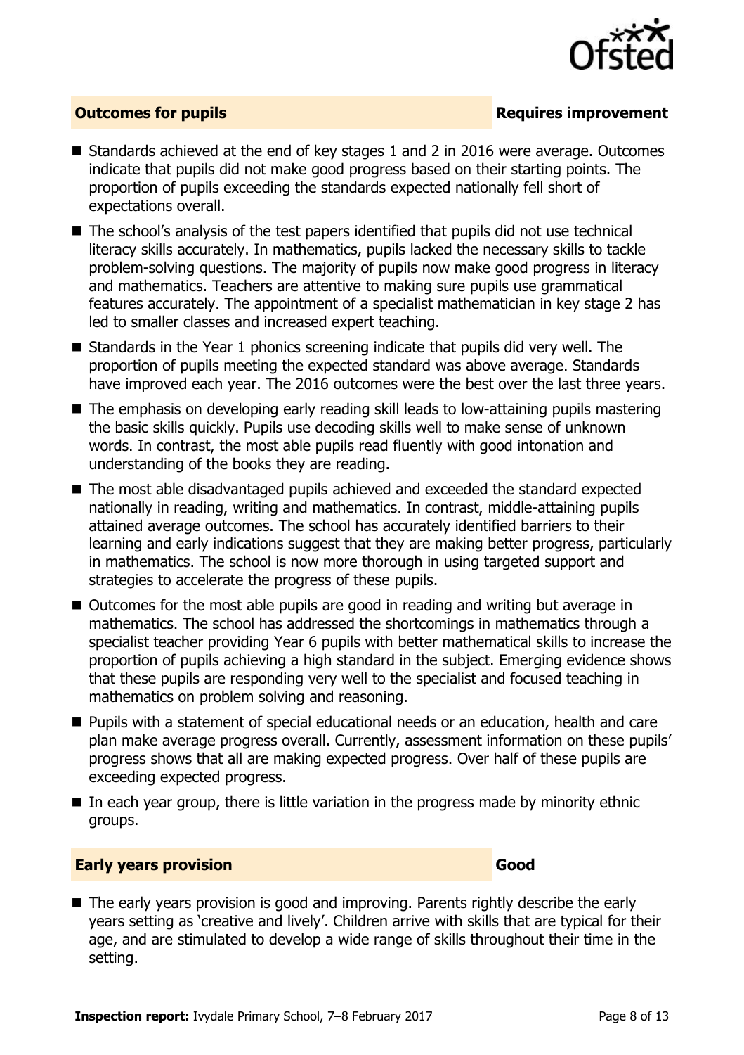## Outcomes for pupils — Requires improvement

- Standards achieved at the end of key stages 1 and 2 in 2016 were average. Outcomes indicate that pupils did not make good progress based on their starting points. The proportion of pupils exceeding the standards expected nationally fell short of expectations overall.
- The school's analysis of the test papers identified that pupils did not use technical literacy skills accurately. In mathematics, pupils lacked the necessary skills to tackle problem-solving questions. The majority of pupils now make good progress in literacy and mathematics. Teachers are attentive to making sure pupils use grammatical features accurately. The appointment of a specialist mathematician in key stage 2 has led to smaller classes and increased expert teaching.
- Standards in the Year 1 phonics screening indicate that pupils did very well. The proportion of pupils meeting the expected standard was above average. Standards have improved each year. The 2016 outcomes were the best over the last three years.
- The emphasis on developing early reading skill leads to low-attaining pupils mastering the basic skills quickly. Pupils use decoding skills well to make sense of unknown words. In contrast, the most able pupils read fluently with good intonation and understanding of the books they are reading.
- The most able disadvantaged pupils achieved and exceeded the standard expected nationally in reading, writing and mathematics. In contrast, middle-attaining pupils attained average outcomes. The school has accurately identified barriers to their learning and early indications suggest that they are making better progress, particularly in mathematics. The school is now more thorough in using targeted support and strategies to accelerate the progress of these pupils.
- Outcomes for the most able pupils are good in reading and writing but average in mathematics. The school has addressed the shortcomings in mathematics through a specialist teacher providing Year 6 pupils with better mathematical skills to increase the proportion of pupils achieving a high standard in the subject. Emerging evidence shows that these pupils are responding very well to the specialist and focused teaching in mathematics on problem solving and reasoning.
- Pupils with a statement of special educational needs or an education, health and care plan make average progress overall. Currently, assessment information on these pupils' progress shows that all are making expected progress. Over half of these pupils are exceeding expected progress.
- In each year group, there is little variation in the progress made by minority ethnic groups.

## Early years provision — Good

- The early years provision is good and improving. Parents rightly describe the early years setting as 'creative and lively'. Children arrive with skills that are typical for their age, and are stimulated to develop a wide range of skills throughout their time in the setting.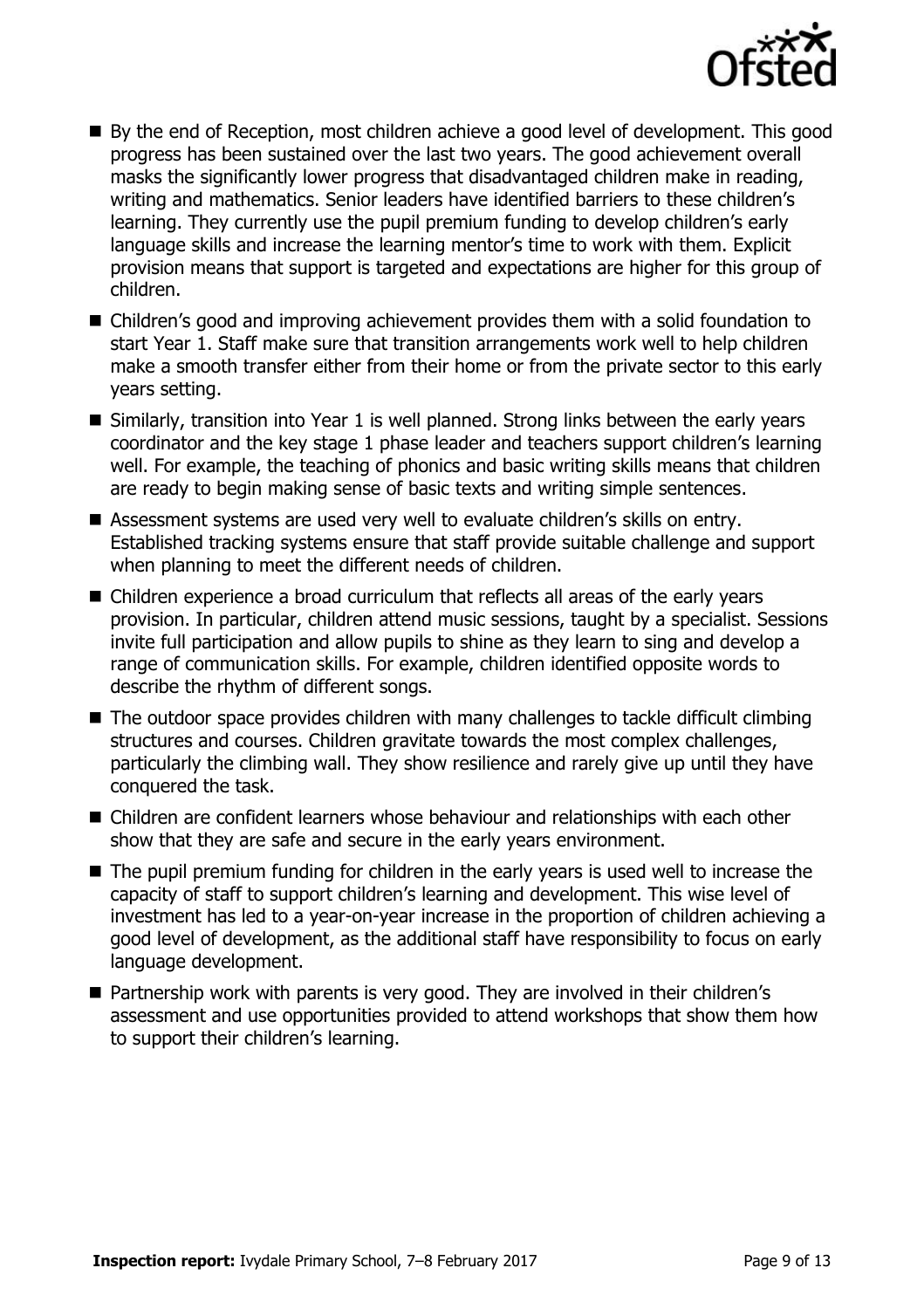- By the end of Reception, most children achieve a good level of development. This good progress has been sustained over the last two years. The good achievement overall masks the significantly lower progress that disadvantaged children make in reading, writing and mathematics. Senior leaders have identified barriers to these children's learning. They currently use the pupil premium funding to develop children's early language skills and increase the learning mentor's time to work with them. Explicit provision means that support is targeted and expectations are higher for this group of children.
- Children's good and improving achievement provides them with a solid foundation to start Year 1. Staff make sure that transition arrangements work well to help children make a smooth transfer either from their home or from the private sector to this early years setting.
- Similarly, transition into Year 1 is well planned. Strong links between the early years coordinator and the key stage 1 phase leader and teachers support children's learning well. For example, the teaching of phonics and basic writing skills means that children are ready to begin making sense of basic texts and writing simple sentences.
- Assessment systems are used very well to evaluate children's skills on entry. Established tracking systems ensure that staff provide suitable challenge and support when planning to meet the different needs of children.
- Children experience a broad curriculum that reflects all areas of the early years provision. In particular, children attend music sessions, taught by a specialist. Sessions invite full participation and allow pupils to shine as they learn to sing and develop a range of communication skills. For example, children identified opposite words to describe the rhythm of different songs.
- The outdoor space provides children with many challenges to tackle difficult climbing structures and courses. Children gravitate towards the most complex challenges, particularly the climbing wall. They show resilience and rarely give up until they have conquered the task.
- Children are confident learners whose behaviour and relationships with each other show that they are safe and secure in the early years environment.
- The pupil premium funding for children in the early years is used well to increase the capacity of staff to support children's learning and development. This wise level of investment has led to a year-on-year increase in the proportion of children achieving a good level of development, as the additional staff have responsibility to focus on early language development.
- Partnership work with parents is very good. They are involved in their children's assessment and use opportunities provided to attend workshops that show them how to support their children's learning.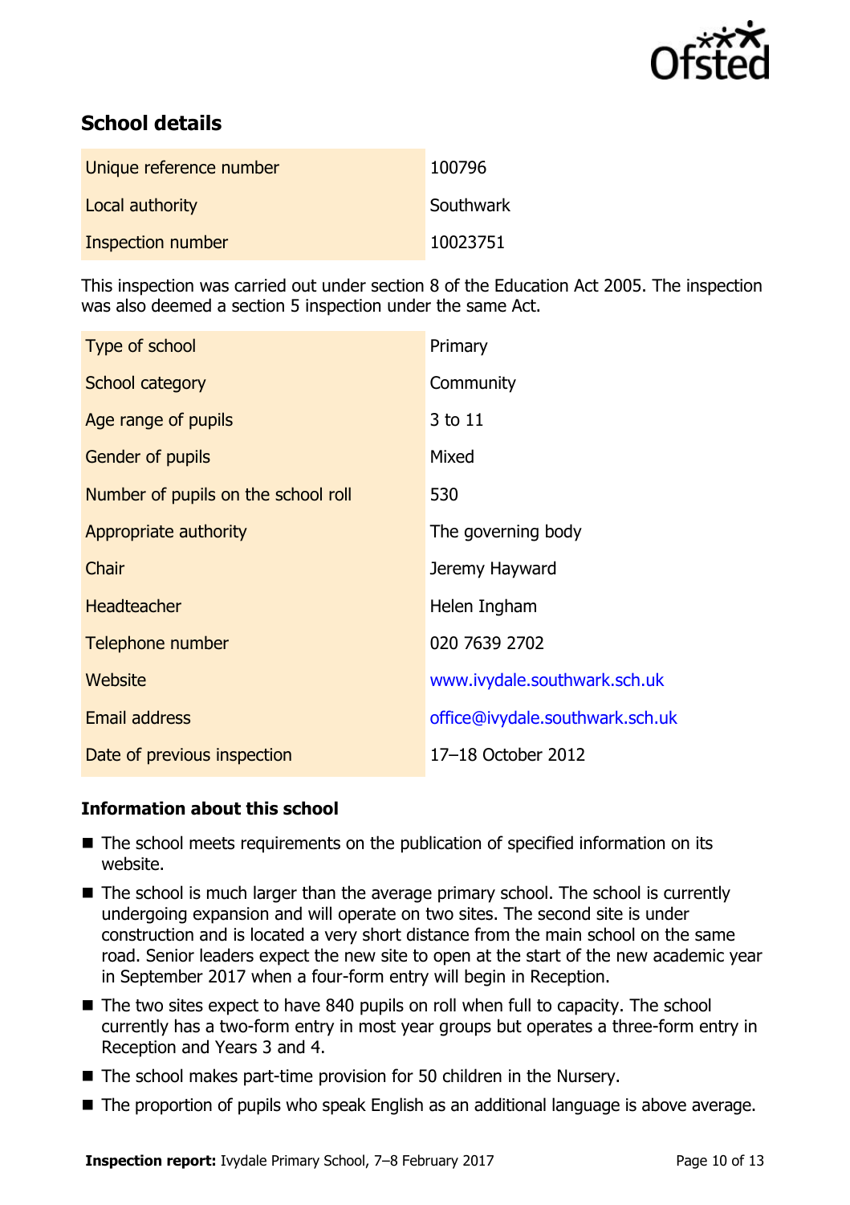## School details

| | |
|---|---|
| Unique reference number | 100796 |
| Local authority | Southwark |
| Inspection number | 10023751 |

This inspection was carried out under section 8 of the Education Act 2005. The inspection was also deemed a section 5 inspection under the same Act.

| | |
|---|---|
| Type of school | Primary |
| School category | Community |
| Age range of pupils | 3 to 11 |
| Gender of pupils | Mixed |
| Number of pupils on the school roll | 530 |
| Appropriate authority | The governing body |
| Chair | Jeremy Hayward |
| Headteacher | Helen Ingham |
| Telephone number | 020 7639 2702 |
| Website | www.ivydale.southwark.sch.uk |
| Email address | office@ivydale.southwark.sch.uk |
| Date of previous inspection | 17–18 October 2012 |

### Information about this school

- The school meets requirements on the publication of specified information on its website.
- The school is much larger than the average primary school. The school is currently undergoing expansion and will operate on two sites. The second site is under construction and is located a very short distance from the main school on the same road. Senior leaders expect the new site to open at the start of the new academic year in September 2017 when a four-form entry will begin in Reception.
- The two sites expect to have 840 pupils on roll when full to capacity. The school currently has a two-form entry in most year groups but operates a three-form entry in Reception and Years 3 and 4.
- The school makes part-time provision for 50 children in the Nursery.
- The proportion of pupils who speak English as an additional language is above average.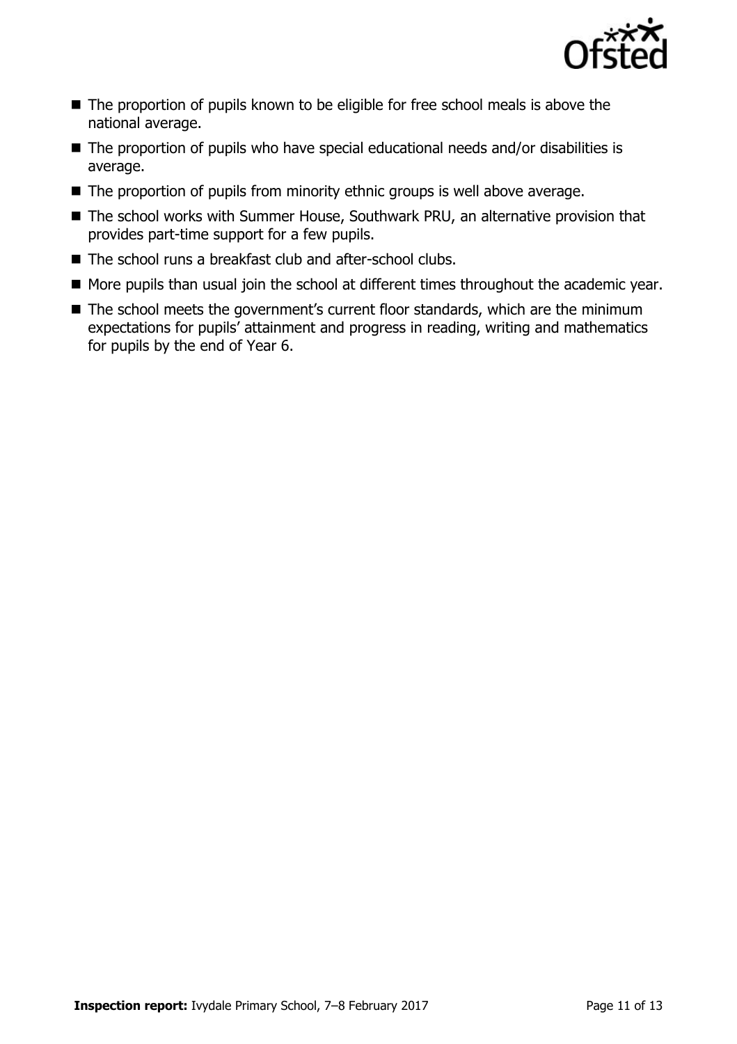- The proportion of pupils known to be eligible for free school meals is above the national average.
- The proportion of pupils who have special educational needs and/or disabilities is average.
- The proportion of pupils from minority ethnic groups is well above average.
- The school works with Summer House, Southwark PRU, an alternative provision that provides part-time support for a few pupils.
- The school runs a breakfast club and after-school clubs.
- More pupils than usual join the school at different times throughout the academic year.
- The school meets the government's current floor standards, which are the minimum expectations for pupils' attainment and progress in reading, writing and mathematics for pupils by the end of Year 6.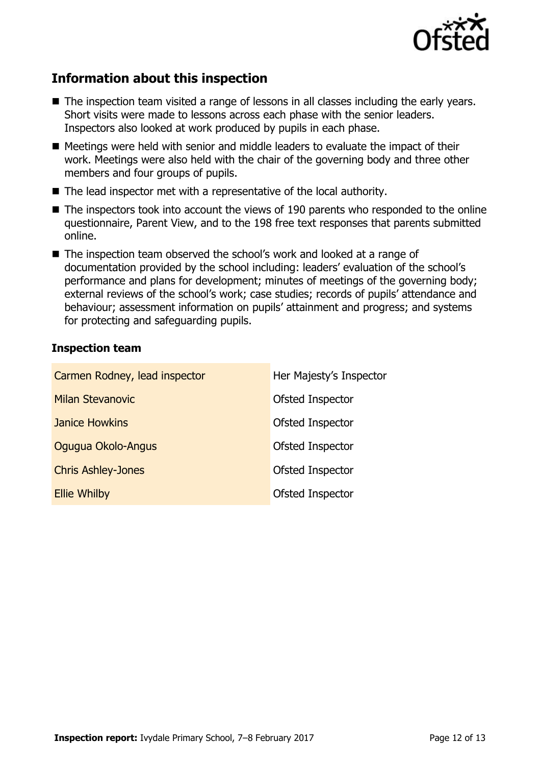## Information about this inspection

- The inspection team visited a range of lessons in all classes including the early years. Short visits were made to lessons across each phase with the senior leaders. Inspectors also looked at work produced by pupils in each phase.
- Meetings were held with senior and middle leaders to evaluate the impact of their work. Meetings were also held with the chair of the governing body and three other members and four groups of pupils.
- The lead inspector met with a representative of the local authority.
- The inspectors took into account the views of 190 parents who responded to the online questionnaire, Parent View, and to the 198 free text responses that parents submitted online.
- The inspection team observed the school's work and looked at a range of documentation provided by the school including: leaders' evaluation of the school's performance and plans for development; minutes of meetings of the governing body; external reviews of the school's work; case studies; records of pupils' attendance and behaviour; assessment information on pupils' attainment and progress; and systems for protecting and safeguarding pupils.

### Inspection team

| | |
|---|---|
| Carmen Rodney, lead inspector | Her Majesty's Inspector |
| Milan Stevanovic | Ofsted Inspector |
| Janice Howkins | Ofsted Inspector |
| Ogugua Okolo-Angus | Ofsted Inspector |
| Chris Ashley-Jones | Ofsted Inspector |
| Ellie Whilby | Ofsted Inspector |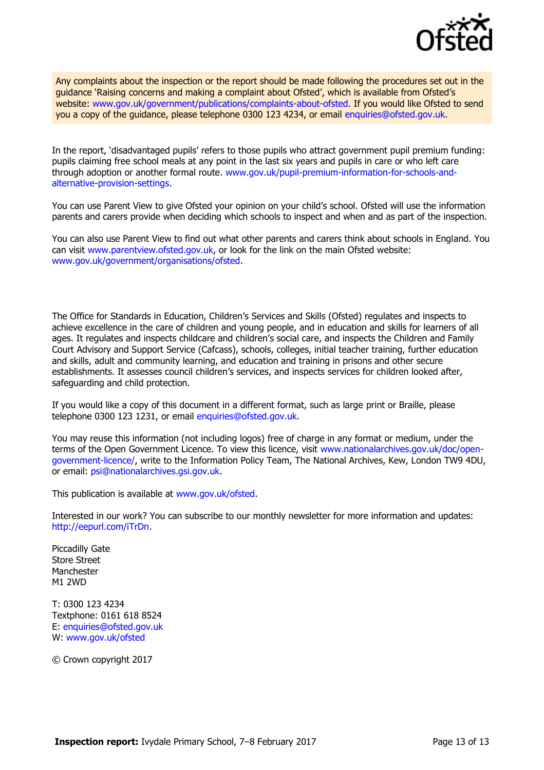Any complaints about the inspection or the report should be made following the procedures set out in the guidance 'Raising concerns and making a complaint about Ofsted', which is available from Ofsted's website: www.gov.uk/government/publications/complaints-about-ofsted. If you would like Ofsted to send you a copy of the guidance, please telephone 0300 123 4234, or email enquiries@ofsted.gov.uk.

In the report, 'disadvantaged pupils' refers to those pupils who attract government pupil premium funding: pupils claiming free school meals at any point in the last six years and pupils in care or who left care through adoption or another formal route. www.gov.uk/pupil-premium-information-for-schools-and-alternative-provision-settings.

You can use Parent View to give Ofsted your opinion on your child's school. Ofsted will use the information parents and carers provide when deciding which schools to inspect and when and as part of the inspection.

You can also use Parent View to find out what other parents and carers think about schools in England. You can visit www.parentview.ofsted.gov.uk, or look for the link on the main Ofsted website: www.gov.uk/government/organisations/ofsted.

The Office for Standards in Education, Children's Services and Skills (Ofsted) regulates and inspects to achieve excellence in the care of children and young people, and in education and skills for learners of all ages. It regulates and inspects childcare and children's social care, and inspects the Children and Family Court Advisory and Support Service (Cafcass), schools, colleges, initial teacher training, further education and skills, adult and community learning, and education and training in prisons and other secure establishments. It assesses council children's services, and inspects services for children looked after, safeguarding and child protection.

If you would like a copy of this document in a different format, such as large print or Braille, please telephone 0300 123 1231, or email enquiries@ofsted.gov.uk.

You may reuse this information (not including logos) free of charge in any format or medium, under the terms of the Open Government Licence. To view this licence, visit www.nationalarchives.gov.uk/doc/open-government-licence/, write to the Information Policy Team, The National Archives, Kew, London TW9 4DU, or email: psi@nationalarchives.gsi.gov.uk.

This publication is available at www.gov.uk/ofsted.

Interested in our work? You can subscribe to our monthly newsletter for more information and updates: http://eepurl.com/iTrDn.

Piccadilly Gate
Store Street
Manchester
M1 2WD

T: 0300 123 4234
Textphone: 0161 618 8524
E: enquiries@ofsted.gov.uk
W: www.gov.uk/ofsted

© Crown copyright 2017